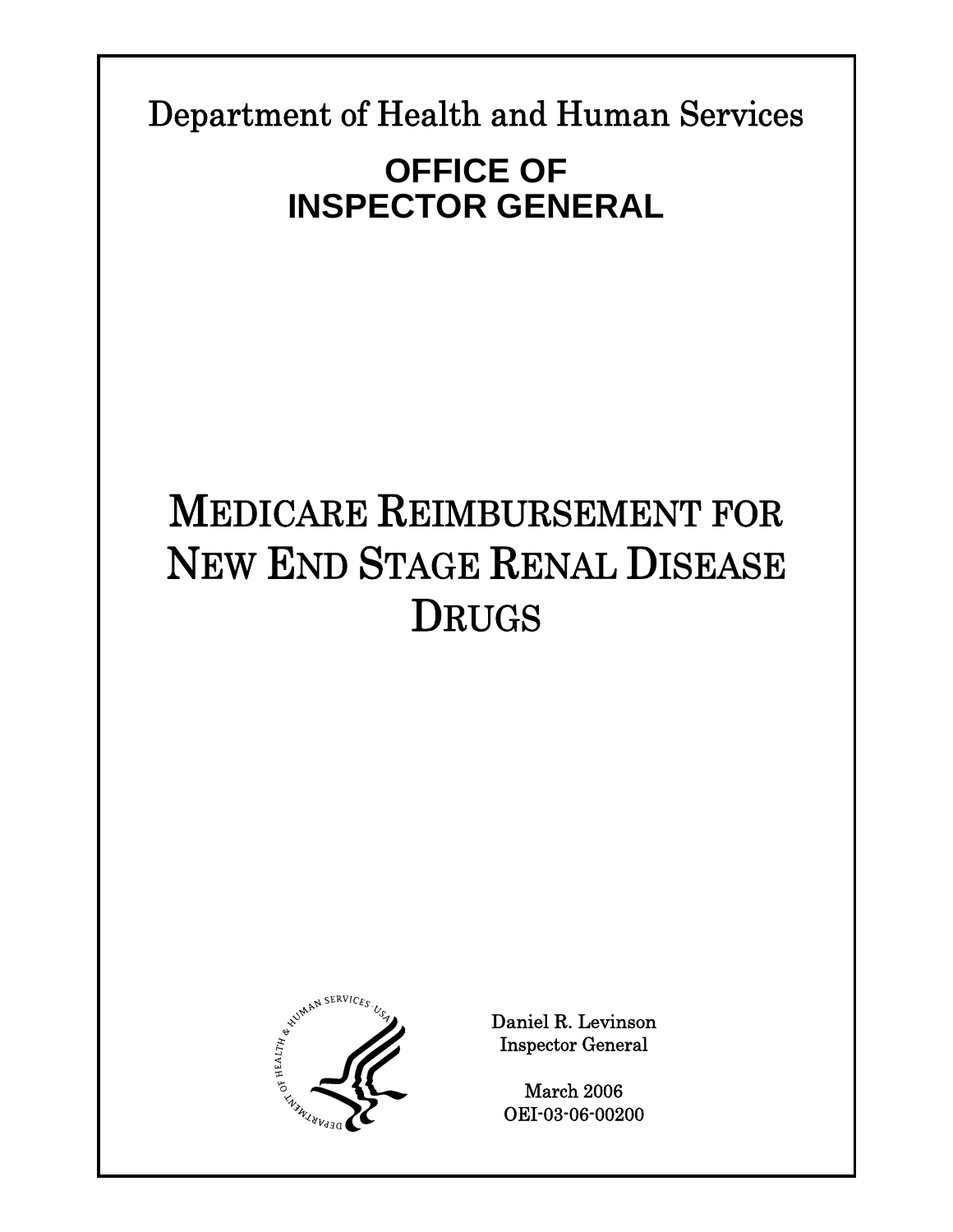Department of Health and Human Services

# OFFICE OF INSPECTOR GENERAL

# MEDICARE REIMBURSEMENT FOR NEW END STAGE RENAL DISEASE DRUGS

Daniel R. Levinson
Inspector General

March 2006
OEI-03-06-00200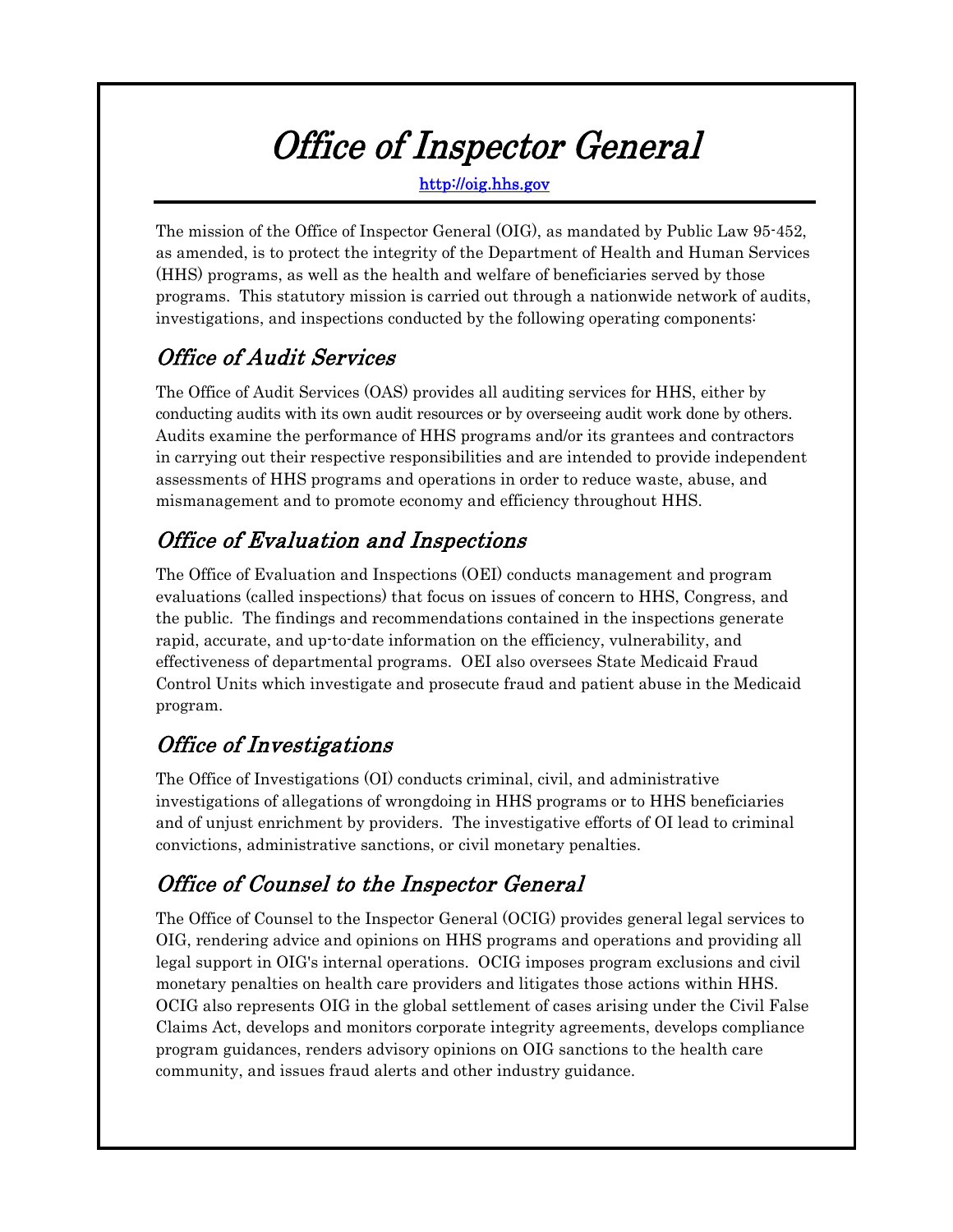# Office of Inspector General

http://oig.hhs.gov

The mission of the Office of Inspector General (OIG), as mandated by Public Law 95-452, as amended, is to protect the integrity of the Department of Health and Human Services (HHS) programs, as well as the health and welfare of beneficiaries served by those programs. This statutory mission is carried out through a nationwide network of audits, investigations, and inspections conducted by the following operating components:

## *Office of Audit Services*

The Office of Audit Services (OAS) provides all auditing services for HHS, either by conducting audits with its own audit resources or by overseeing audit work done by others. Audits examine the performance of HHS programs and/or its grantees and contractors in carrying out their respective responsibilities and are intended to provide independent assessments of HHS programs and operations in order to reduce waste, abuse, and mismanagement and to promote economy and efficiency throughout HHS.

## *Office of Evaluation and Inspections*

The Office of Evaluation and Inspections (OEI) conducts management and program evaluations (called inspections) that focus on issues of concern to HHS, Congress, and the public. The findings and recommendations contained in the inspections generate rapid, accurate, and up-to-date information on the efficiency, vulnerability, and effectiveness of departmental programs. OEI also oversees State Medicaid Fraud Control Units which investigate and prosecute fraud and patient abuse in the Medicaid program.

## *Office of Investigations*

The Office of Investigations (OI) conducts criminal, civil, and administrative investigations of allegations of wrongdoing in HHS programs or to HHS beneficiaries and of unjust enrichment by providers. The investigative efforts of OI lead to criminal convictions, administrative sanctions, or civil monetary penalties.

## *Office of Counsel to the Inspector General*

The Office of Counsel to the Inspector General (OCIG) provides general legal services to OIG, rendering advice and opinions on HHS programs and operations and providing all legal support in OIG's internal operations. OCIG imposes program exclusions and civil monetary penalties on health care providers and litigates those actions within HHS. OCIG also represents OIG in the global settlement of cases arising under the Civil False Claims Act, develops and monitors corporate integrity agreements, develops compliance program guidances, renders advisory opinions on OIG sanctions to the health care community, and issues fraud alerts and other industry guidance.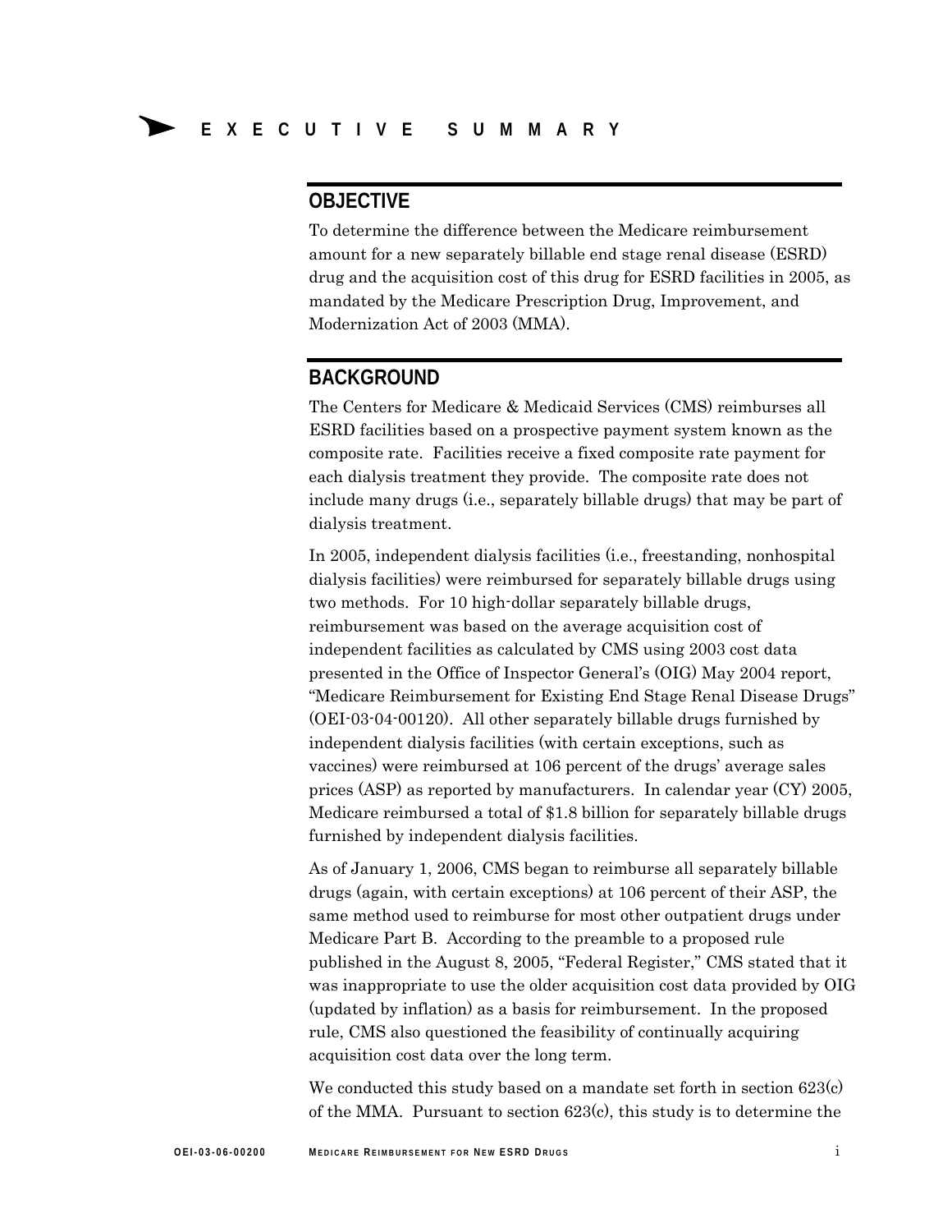# EXECUTIVE SUMMARY

## OBJECTIVE

To determine the difference between the Medicare reimbursement amount for a new separately billable end stage renal disease (ESRD) drug and the acquisition cost of this drug for ESRD facilities in 2005, as mandated by the Medicare Prescription Drug, Improvement, and Modernization Act of 2003 (MMA).

## BACKGROUND

The Centers for Medicare & Medicaid Services (CMS) reimburses all ESRD facilities based on a prospective payment system known as the composite rate. Facilities receive a fixed composite rate payment for each dialysis treatment they provide. The composite rate does not include many drugs (i.e., separately billable drugs) that may be part of dialysis treatment.

In 2005, independent dialysis facilities (i.e., freestanding, nonhospital dialysis facilities) were reimbursed for separately billable drugs using two methods. For 10 high-dollar separately billable drugs, reimbursement was based on the average acquisition cost of independent facilities as calculated by CMS using 2003 cost data presented in the Office of Inspector General's (OIG) May 2004 report, "Medicare Reimbursement for Existing End Stage Renal Disease Drugs" (OEI-03-04-00120). All other separately billable drugs furnished by independent dialysis facilities (with certain exceptions, such as vaccines) were reimbursed at 106 percent of the drugs' average sales prices (ASP) as reported by manufacturers. In calendar year (CY) 2005, Medicare reimbursed a total of $1.8 billion for separately billable drugs furnished by independent dialysis facilities.

As of January 1, 2006, CMS began to reimburse all separately billable drugs (again, with certain exceptions) at 106 percent of their ASP, the same method used to reimburse for most other outpatient drugs under Medicare Part B. According to the preamble to a proposed rule published in the August 8, 2005, "Federal Register," CMS stated that it was inappropriate to use the older acquisition cost data provided by OIG (updated by inflation) as a basis for reimbursement. In the proposed rule, CMS also questioned the feasibility of continually acquiring acquisition cost data over the long term.

We conducted this study based on a mandate set forth in section 623(c) of the MMA. Pursuant to section 623(c), this study is to determine the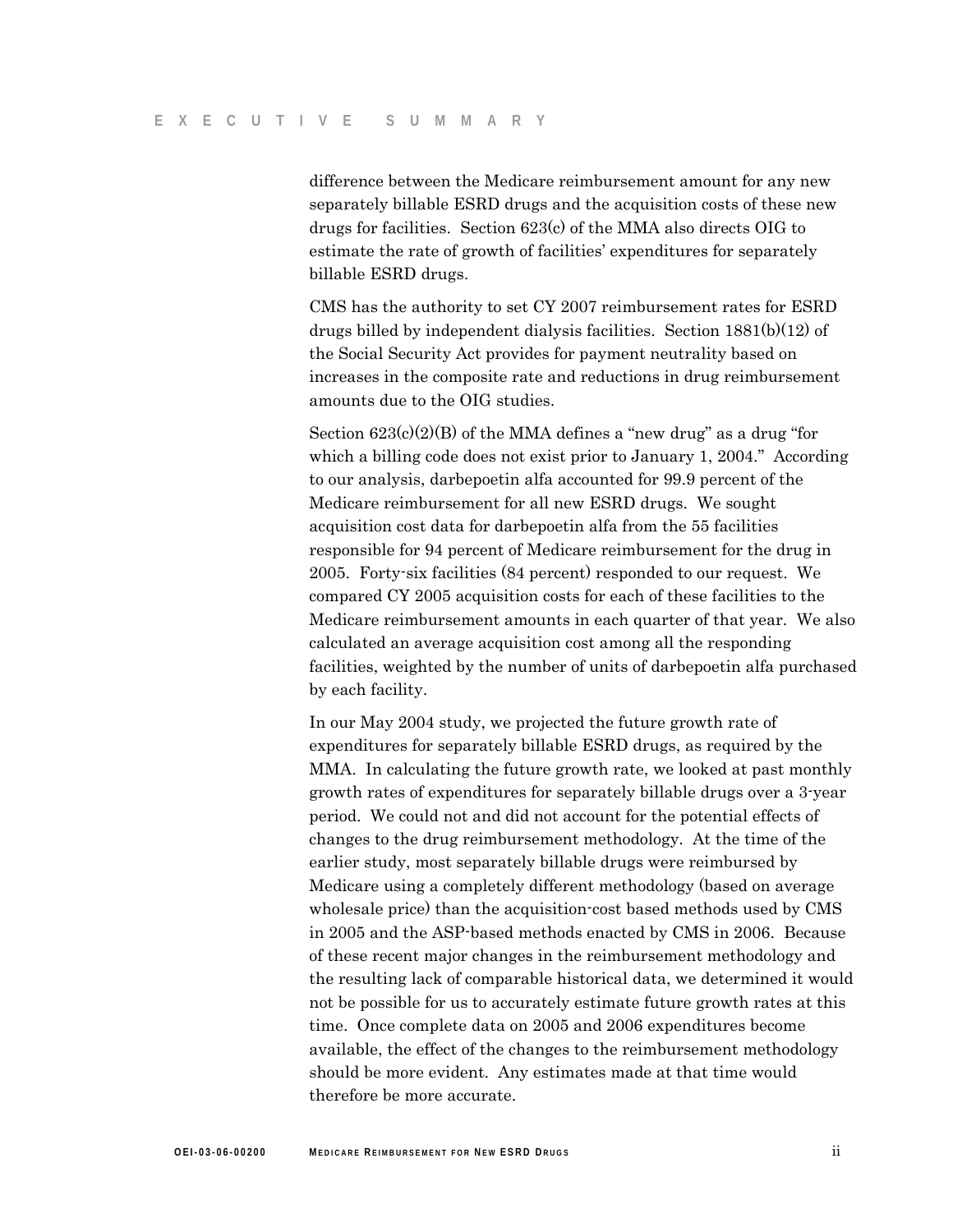difference between the Medicare reimbursement amount for any new separately billable ESRD drugs and the acquisition costs of these new drugs for facilities. Section 623(c) of the MMA also directs OIG to estimate the rate of growth of facilities' expenditures for separately billable ESRD drugs.

CMS has the authority to set CY 2007 reimbursement rates for ESRD drugs billed by independent dialysis facilities. Section 1881(b)(12) of the Social Security Act provides for payment neutrality based on increases in the composite rate and reductions in drug reimbursement amounts due to the OIG studies.

Section 623(c)(2)(B) of the MMA defines a "new drug" as a drug "for which a billing code does not exist prior to January 1, 2004." According to our analysis, darbepoetin alfa accounted for 99.9 percent of the Medicare reimbursement for all new ESRD drugs. We sought acquisition cost data for darbepoetin alfa from the 55 facilities responsible for 94 percent of Medicare reimbursement for the drug in 2005. Forty-six facilities (84 percent) responded to our request. We compared CY 2005 acquisition costs for each of these facilities to the Medicare reimbursement amounts in each quarter of that year. We also calculated an average acquisition cost among all the responding facilities, weighted by the number of units of darbepoetin alfa purchased by each facility.

In our May 2004 study, we projected the future growth rate of expenditures for separately billable ESRD drugs, as required by the MMA. In calculating the future growth rate, we looked at past monthly growth rates of expenditures for separately billable drugs over a 3-year period. We could not and did not account for the potential effects of changes to the drug reimbursement methodology. At the time of the earlier study, most separately billable drugs were reimbursed by Medicare using a completely different methodology (based on average wholesale price) than the acquisition-cost based methods used by CMS in 2005 and the ASP-based methods enacted by CMS in 2006. Because of these recent major changes in the reimbursement methodology and the resulting lack of comparable historical data, we determined it would not be possible for us to accurately estimate future growth rates at this time. Once complete data on 2005 and 2006 expenditures become available, the effect of the changes to the reimbursement methodology should be more evident. Any estimates made at that time would therefore be more accurate.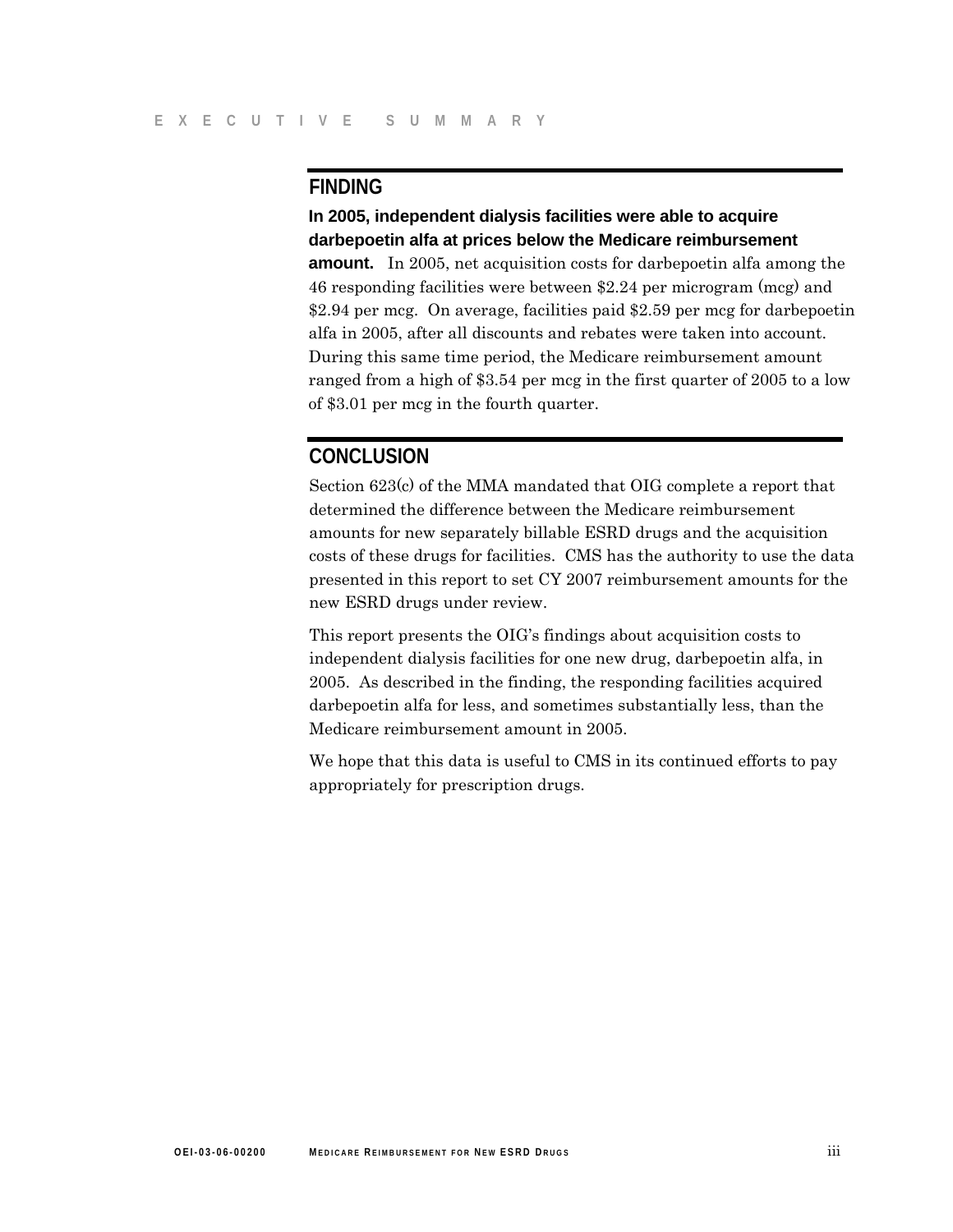## FINDING

**In 2005, independent dialysis facilities were able to acquire darbepoetin alfa at prices below the Medicare reimbursement amount.** In 2005, net acquisition costs for darbepoetin alfa among the 46 responding facilities were between $2.24 per microgram (mcg) and $2.94 per mcg. On average, facilities paid $2.59 per mcg for darbepoetin alfa in 2005, after all discounts and rebates were taken into account. During this same time period, the Medicare reimbursement amount ranged from a high of $3.54 per mcg in the first quarter of 2005 to a low of $3.01 per mcg in the fourth quarter.

## CONCLUSION

Section 623(c) of the MMA mandated that OIG complete a report that determined the difference between the Medicare reimbursement amounts for new separately billable ESRD drugs and the acquisition costs of these drugs for facilities. CMS has the authority to use the data presented in this report to set CY 2007 reimbursement amounts for the new ESRD drugs under review.

This report presents the OIG's findings about acquisition costs to independent dialysis facilities for one new drug, darbepoetin alfa, in 2005. As described in the finding, the responding facilities acquired darbepoetin alfa for less, and sometimes substantially less, than the Medicare reimbursement amount in 2005.

We hope that this data is useful to CMS in its continued efforts to pay appropriately for prescription drugs.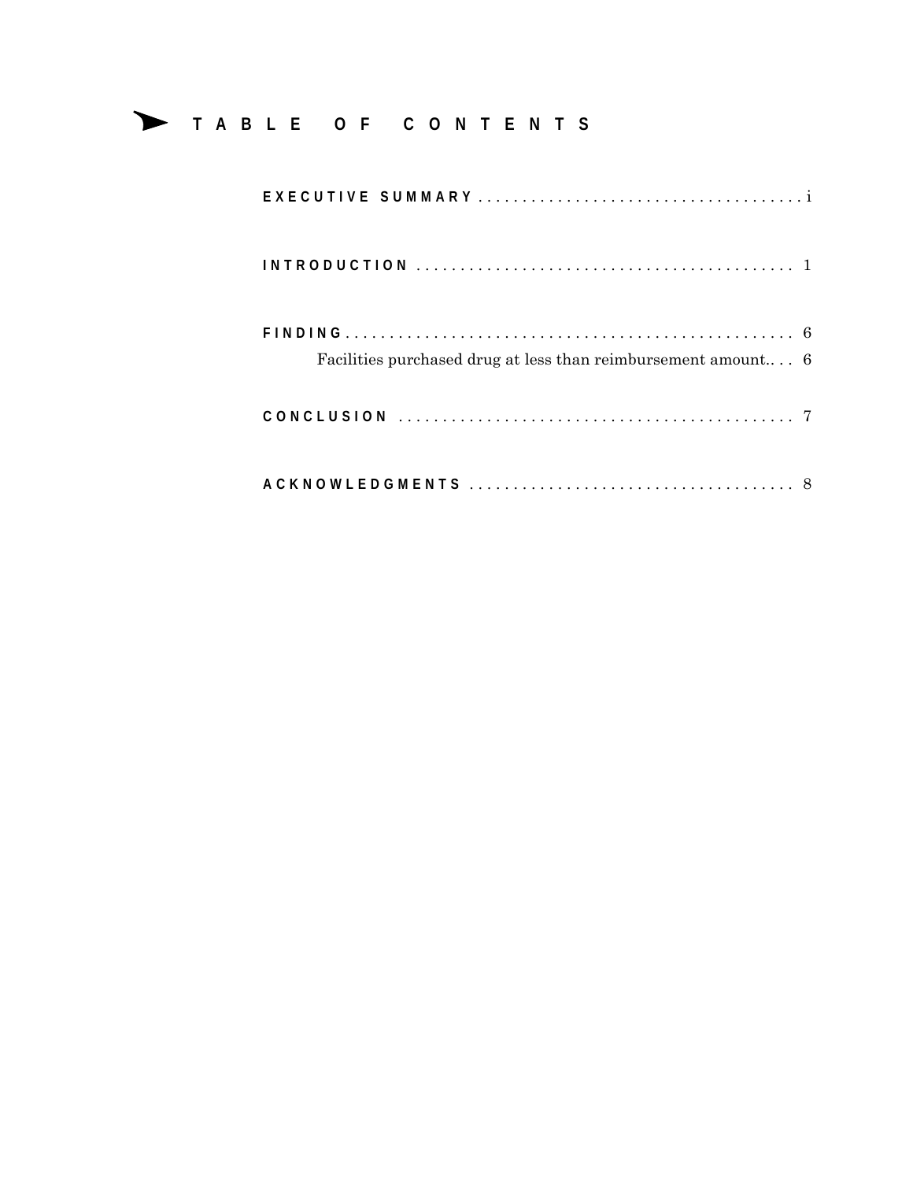# TABLE OF CONTENTS

**EXECUTIVE SUMMARY** . . . . . . . . . . . . . . . . . . . . . . . . . . . . . . . . . . . . i

**INTRODUCTION** . . . . . . . . . . . . . . . . . . . . . . . . . . . . . . . . . . . . . . . . . . 1

**FINDING** . . . . . . . . . . . . . . . . . . . . . . . . . . . . . . . . . . . . . . . . . . . . . . . . . . . 6

Facilities purchased drug at less than reimbursement amount. . . . 6

**CONCLUSION** . . . . . . . . . . . . . . . . . . . . . . . . . . . . . . . . . . . . . . . . . . . . 7

**ACKNOWLEDGMENTS** . . . . . . . . . . . . . . . . . . . . . . . . . . . . . . . . . . . . 8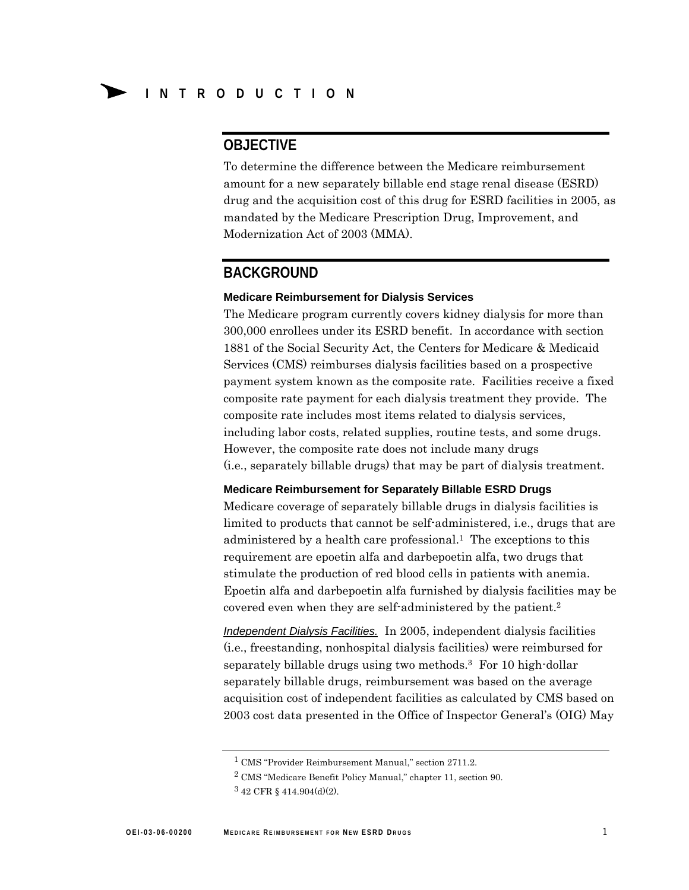# INTRODUCTION

## OBJECTIVE

To determine the difference between the Medicare reimbursement amount for a new separately billable end stage renal disease (ESRD) drug and the acquisition cost of this drug for ESRD facilities in 2005, as mandated by the Medicare Prescription Drug, Improvement, and Modernization Act of 2003 (MMA).

## BACKGROUND

### Medicare Reimbursement for Dialysis Services

The Medicare program currently covers kidney dialysis for more than 300,000 enrollees under its ESRD benefit. In accordance with section 1881 of the Social Security Act, the Centers for Medicare & Medicaid Services (CMS) reimburses dialysis facilities based on a prospective payment system known as the composite rate. Facilities receive a fixed composite rate payment for each dialysis treatment they provide. The composite rate includes most items related to dialysis services, including labor costs, related supplies, routine tests, and some drugs. However, the composite rate does not include many drugs (i.e., separately billable drugs) that may be part of dialysis treatment.

### Medicare Reimbursement for Separately Billable ESRD Drugs

Medicare coverage of separately billable drugs in dialysis facilities is limited to products that cannot be self-administered, i.e., drugs that are administered by a health care professional.[1] The exceptions to this requirement are epoetin alfa and darbepoetin alfa, two drugs that stimulate the production of red blood cells in patients with anemia. Epoetin alfa and darbepoetin alfa furnished by dialysis facilities may be covered even when they are self-administered by the patient.[2]

*Independent Dialysis Facilities.* In 2005, independent dialysis facilities (i.e., freestanding, nonhospital dialysis facilities) were reimbursed for separately billable drugs using two methods.[3] For 10 high-dollar separately billable drugs, reimbursement was based on the average acquisition cost of independent facilities as calculated by CMS based on 2003 cost data presented in the Office of Inspector General's (OIG) May

---

[1] CMS "Provider Reimbursement Manual," section 2711.2.

[2] CMS "Medicare Benefit Policy Manual," chapter 11, section 90.

[3] 42 CFR § 414.904(d)(2).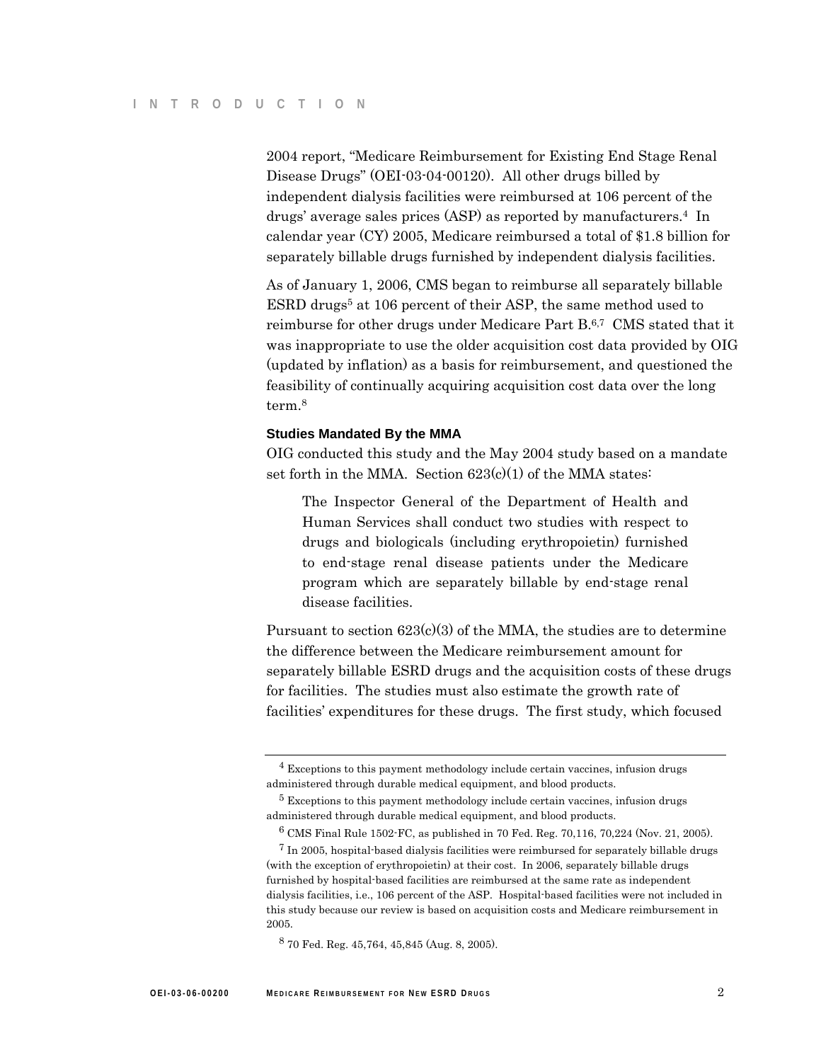2004 report, "Medicare Reimbursement for Existing End Stage Renal Disease Drugs" (OEI-03-04-00120). All other drugs billed by independent dialysis facilities were reimbursed at 106 percent of the drugs' average sales prices (ASP) as reported by manufacturers.[4] In calendar year (CY) 2005, Medicare reimbursed a total of $1.8 billion for separately billable drugs furnished by independent dialysis facilities.

As of January 1, 2006, CMS began to reimburse all separately billable ESRD drugs[5] at 106 percent of their ASP, the same method used to reimburse for other drugs under Medicare Part B.[6,7] CMS stated that it was inappropriate to use the older acquisition cost data provided by OIG (updated by inflation) as a basis for reimbursement, and questioned the feasibility of continually acquiring acquisition cost data over the long term.[8]

### Studies Mandated By the MMA

OIG conducted this study and the May 2004 study based on a mandate set forth in the MMA. Section 623(c)(1) of the MMA states:

> The Inspector General of the Department of Health and Human Services shall conduct two studies with respect to drugs and biologicals (including erythropoietin) furnished to end-stage renal disease patients under the Medicare program which are separately billable by end-stage renal disease facilities.

Pursuant to section 623(c)(3) of the MMA, the studies are to determine the difference between the Medicare reimbursement amount for separately billable ESRD drugs and the acquisition costs of these drugs for facilities. The studies must also estimate the growth rate of facilities' expenditures for these drugs. The first study, which focused

---

[4] Exceptions to this payment methodology include certain vaccines, infusion drugs administered through durable medical equipment, and blood products.

[5] Exceptions to this payment methodology include certain vaccines, infusion drugs administered through durable medical equipment, and blood products.

[6] CMS Final Rule 1502-FC, as published in 70 Fed. Reg. 70,116, 70,224 (Nov. 21, 2005).

[7] In 2005, hospital-based dialysis facilities were reimbursed for separately billable drugs (with the exception of erythropoietin) at their cost. In 2006, separately billable drugs furnished by hospital-based facilities are reimbursed at the same rate as independent dialysis facilities, i.e., 106 percent of the ASP. Hospital-based facilities were not included in this study because our review is based on acquisition costs and Medicare reimbursement in 2005.

[8] 70 Fed. Reg. 45,764, 45,845 (Aug. 8, 2005).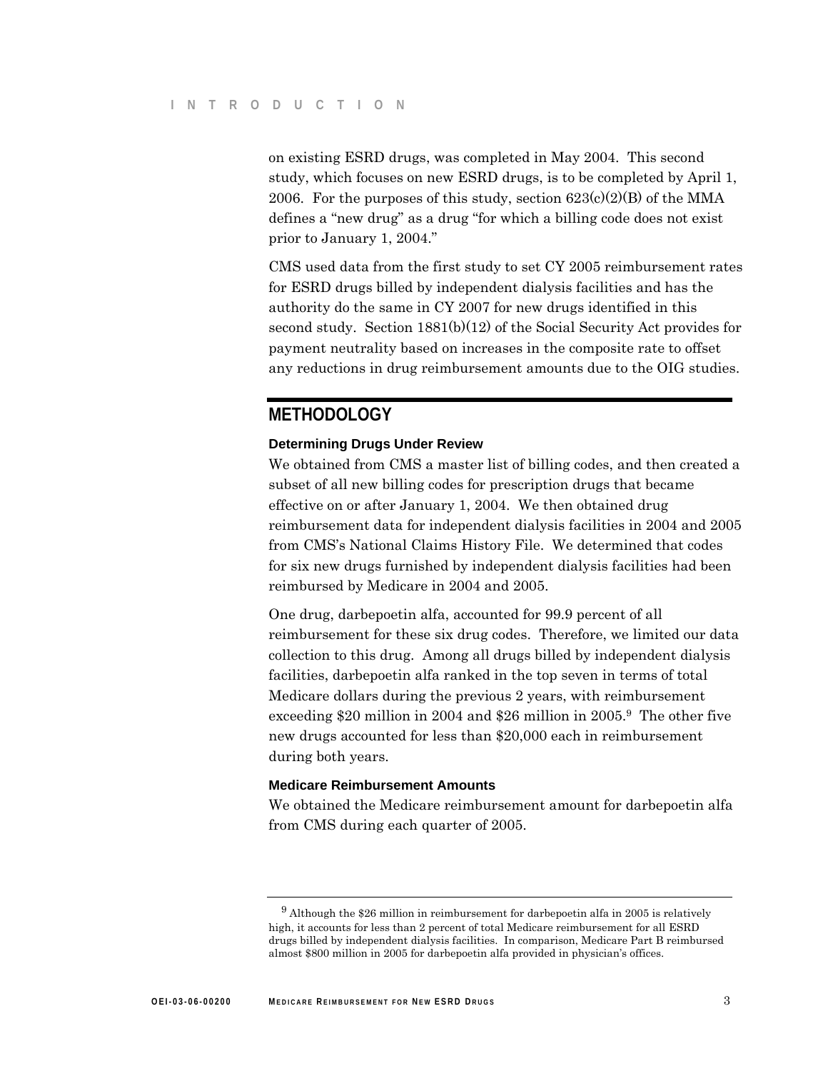on existing ESRD drugs, was completed in May 2004. This second study, which focuses on new ESRD drugs, is to be completed by April 1, 2006. For the purposes of this study, section 623(c)(2)(B) of the MMA defines a "new drug" as a drug "for which a billing code does not exist prior to January 1, 2004."

CMS used data from the first study to set CY 2005 reimbursement rates for ESRD drugs billed by independent dialysis facilities and has the authority do the same in CY 2007 for new drugs identified in this second study. Section 1881(b)(12) of the Social Security Act provides for payment neutrality based on increases in the composite rate to offset any reductions in drug reimbursement amounts due to the OIG studies.

## METHODOLOGY

### Determining Drugs Under Review

We obtained from CMS a master list of billing codes, and then created a subset of all new billing codes for prescription drugs that became effective on or after January 1, 2004. We then obtained drug reimbursement data for independent dialysis facilities in 2004 and 2005 from CMS's National Claims History File. We determined that codes for six new drugs furnished by independent dialysis facilities had been reimbursed by Medicare in 2004 and 2005.

One drug, darbepoetin alfa, accounted for 99.9 percent of all reimbursement for these six drug codes. Therefore, we limited our data collection to this drug. Among all drugs billed by independent dialysis facilities, darbepoetin alfa ranked in the top seven in terms of total Medicare dollars during the previous 2 years, with reimbursement exceeding $20 million in 2004 and $26 million in 2005.[9] The other five new drugs accounted for less than $20,000 each in reimbursement during both years.

### Medicare Reimbursement Amounts

We obtained the Medicare reimbursement amount for darbepoetin alfa from CMS during each quarter of 2005.

---

[9] Although the $26 million in reimbursement for darbepoetin alfa in 2005 is relatively high, it accounts for less than 2 percent of total Medicare reimbursement for all ESRD drugs billed by independent dialysis facilities. In comparison, Medicare Part B reimbursed almost $800 million in 2005 for darbepoetin alfa provided in physician's offices.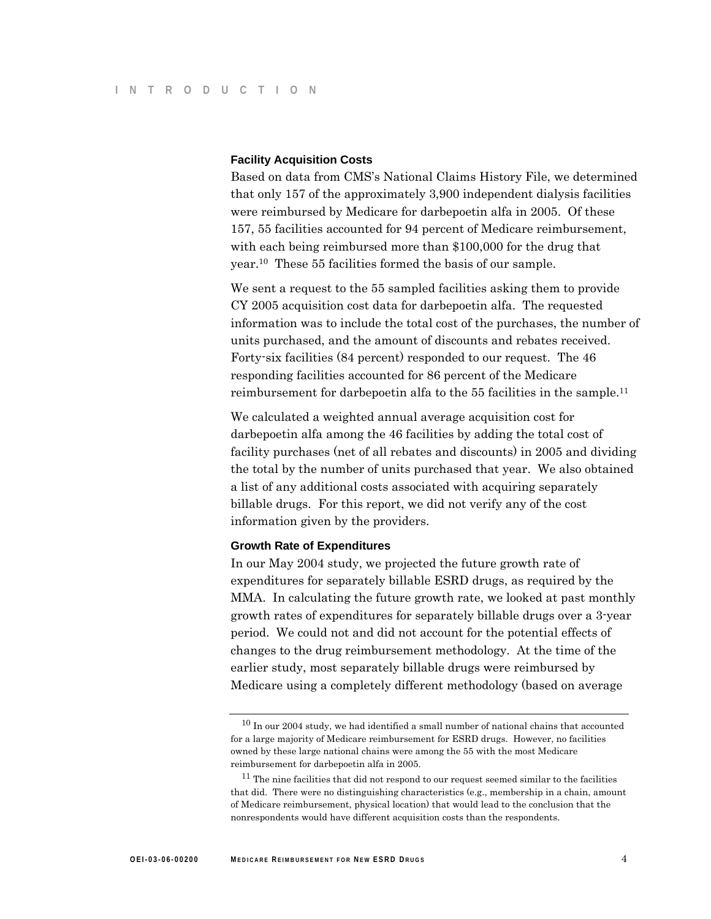### Facility Acquisition Costs

Based on data from CMS's National Claims History File, we determined that only 157 of the approximately 3,900 independent dialysis facilities were reimbursed by Medicare for darbepoetin alfa in 2005. Of these 157, 55 facilities accounted for 94 percent of Medicare reimbursement, with each being reimbursed more than $100,000 for the drug that year.[10] These 55 facilities formed the basis of our sample.

We sent a request to the 55 sampled facilities asking them to provide CY 2005 acquisition cost data for darbepoetin alfa. The requested information was to include the total cost of the purchases, the number of units purchased, and the amount of discounts and rebates received. Forty-six facilities (84 percent) responded to our request. The 46 responding facilities accounted for 86 percent of the Medicare reimbursement for darbepoetin alfa to the 55 facilities in the sample.[11]

We calculated a weighted annual average acquisition cost for darbepoetin alfa among the 46 facilities by adding the total cost of facility purchases (net of all rebates and discounts) in 2005 and dividing the total by the number of units purchased that year. We also obtained a list of any additional costs associated with acquiring separately billable drugs. For this report, we did not verify any of the cost information given by the providers.

### Growth Rate of Expenditures

In our May 2004 study, we projected the future growth rate of expenditures for separately billable ESRD drugs, as required by the MMA. In calculating the future growth rate, we looked at past monthly growth rates of expenditures for separately billable drugs over a 3-year period. We could not and did not account for the potential effects of changes to the drug reimbursement methodology. At the time of the earlier study, most separately billable drugs were reimbursed by Medicare using a completely different methodology (based on average

---

[10] In our 2004 study, we had identified a small number of national chains that accounted for a large majority of Medicare reimbursement for ESRD drugs. However, no facilities owned by these large national chains were among the 55 with the most Medicare reimbursement for darbepoetin alfa in 2005.

[11] The nine facilities that did not respond to our request seemed similar to the facilities that did. There were no distinguishing characteristics (e.g., membership in a chain, amount of Medicare reimbursement, physical location) that would lead to the conclusion that the nonrespondents would have different acquisition costs than the respondents.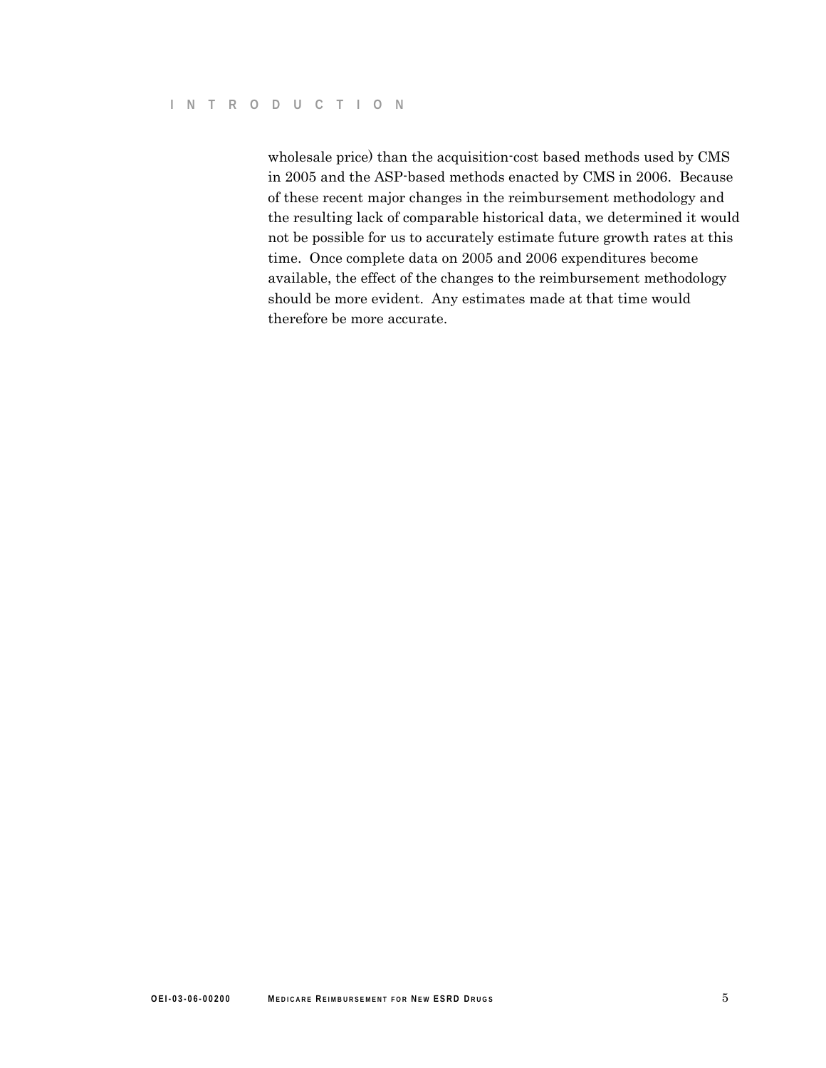wholesale price) than the acquisition-cost based methods used by CMS in 2005 and the ASP-based methods enacted by CMS in 2006. Because of these recent major changes in the reimbursement methodology and the resulting lack of comparable historical data, we determined it would not be possible for us to accurately estimate future growth rates at this time. Once complete data on 2005 and 2006 expenditures become available, the effect of the changes to the reimbursement methodology should be more evident. Any estimates made at that time would therefore be more accurate.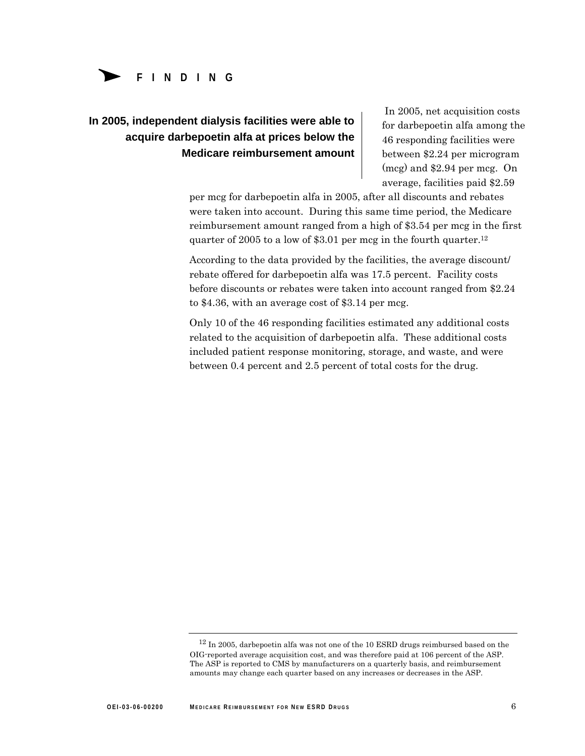# FINDING

## In 2005, independent dialysis facilities were able to acquire darbepoetin alfa at prices below the Medicare reimbursement amount

In 2005, net acquisition costs for darbepoetin alfa among the 46 responding facilities were between $2.24 per microgram (mcg) and $2.94 per mcg. On average, facilities paid $2.59 per mcg for darbepoetin alfa in 2005, after all discounts and rebates were taken into account. During this same time period, the Medicare reimbursement amount ranged from a high of $3.54 per mcg in the first quarter of 2005 to a low of $3.01 per mcg in the fourth quarter.[12]

According to the data provided by the facilities, the average discount/ rebate offered for darbepoetin alfa was 17.5 percent. Facility costs before discounts or rebates were taken into account ranged from $2.24 to $4.36, with an average cost of $3.14 per mcg.

Only 10 of the 46 responding facilities estimated any additional costs related to the acquisition of darbepoetin alfa. These additional costs included patient response monitoring, storage, and waste, and were between 0.4 percent and 2.5 percent of total costs for the drug.

---

[12] In 2005, darbepoetin alfa was not one of the 10 ESRD drugs reimbursed based on the OIG-reported average acquisition cost, and was therefore paid at 106 percent of the ASP. The ASP is reported to CMS by manufacturers on a quarterly basis, and reimbursement amounts may change each quarter based on any increases or decreases in the ASP.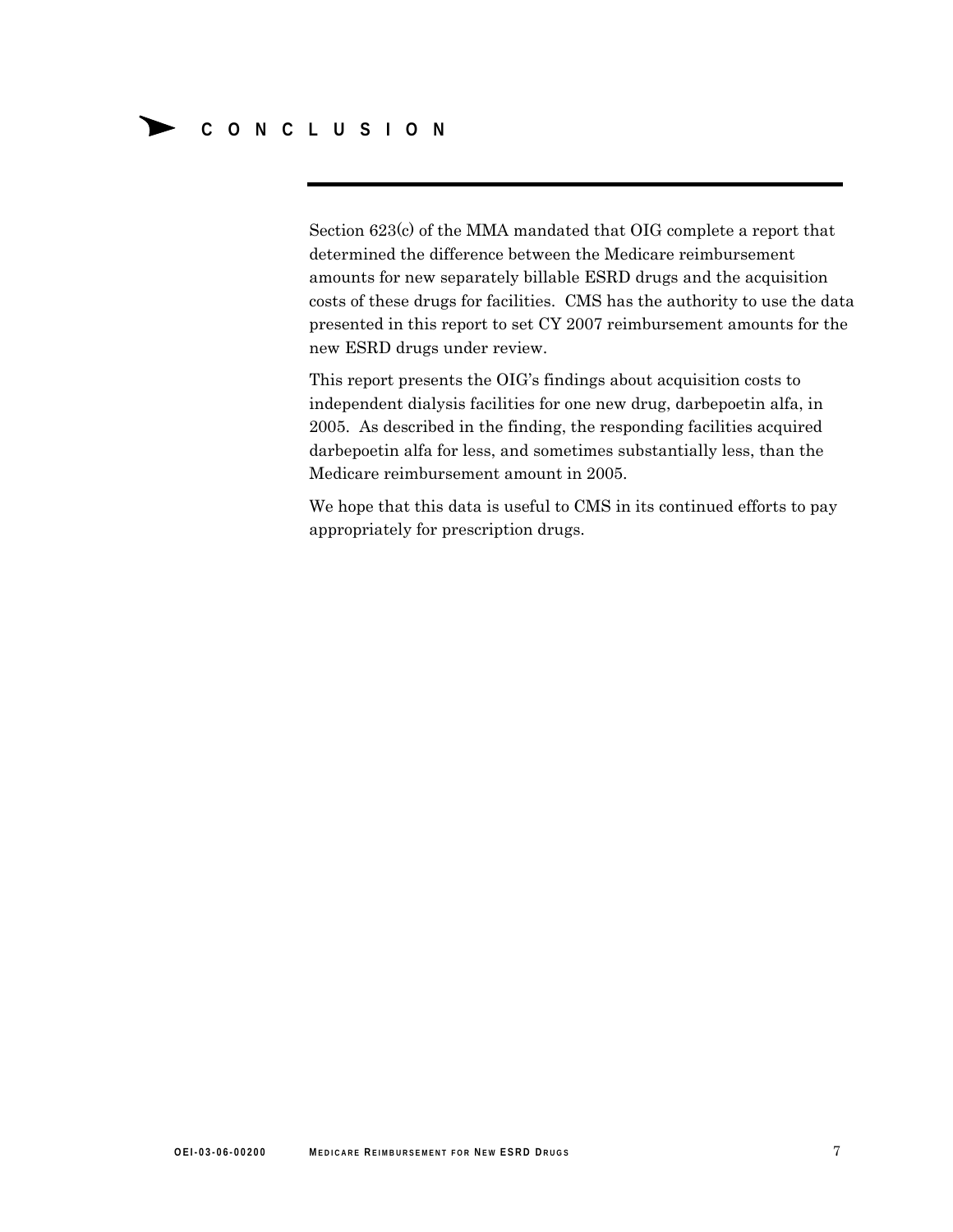# CONCLUSION

Section 623(c) of the MMA mandated that OIG complete a report that determined the difference between the Medicare reimbursement amounts for new separately billable ESRD drugs and the acquisition costs of these drugs for facilities. CMS has the authority to use the data presented in this report to set CY 2007 reimbursement amounts for the new ESRD drugs under review.

This report presents the OIG's findings about acquisition costs to independent dialysis facilities for one new drug, darbepoetin alfa, in 2005. As described in the finding, the responding facilities acquired darbepoetin alfa for less, and sometimes substantially less, than the Medicare reimbursement amount in 2005.

We hope that this data is useful to CMS in its continued efforts to pay appropriately for prescription drugs.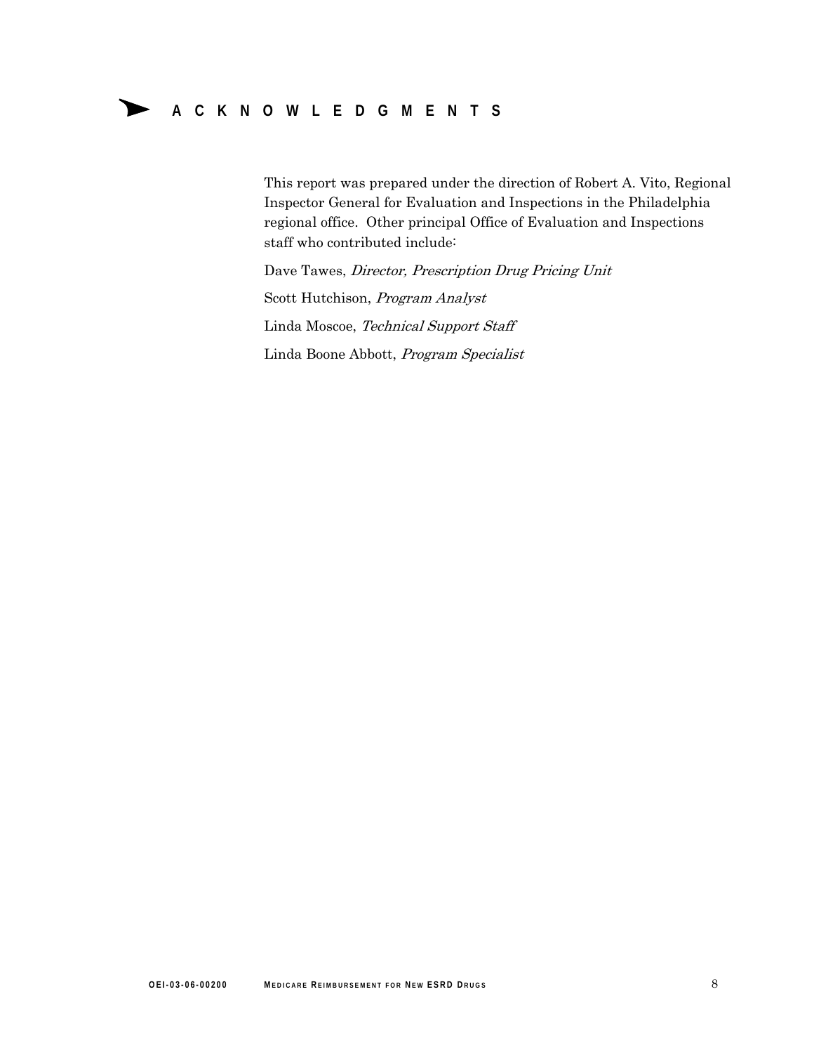# ACKNOWLEDGMENTS

This report was prepared under the direction of Robert A. Vito, Regional Inspector General for Evaluation and Inspections in the Philadelphia regional office. Other principal Office of Evaluation and Inspections staff who contributed include:

Dave Tawes, *Director, Prescription Drug Pricing Unit*

Scott Hutchison, *Program Analyst*

Linda Moscoe, *Technical Support Staff*

Linda Boone Abbott, *Program Specialist*